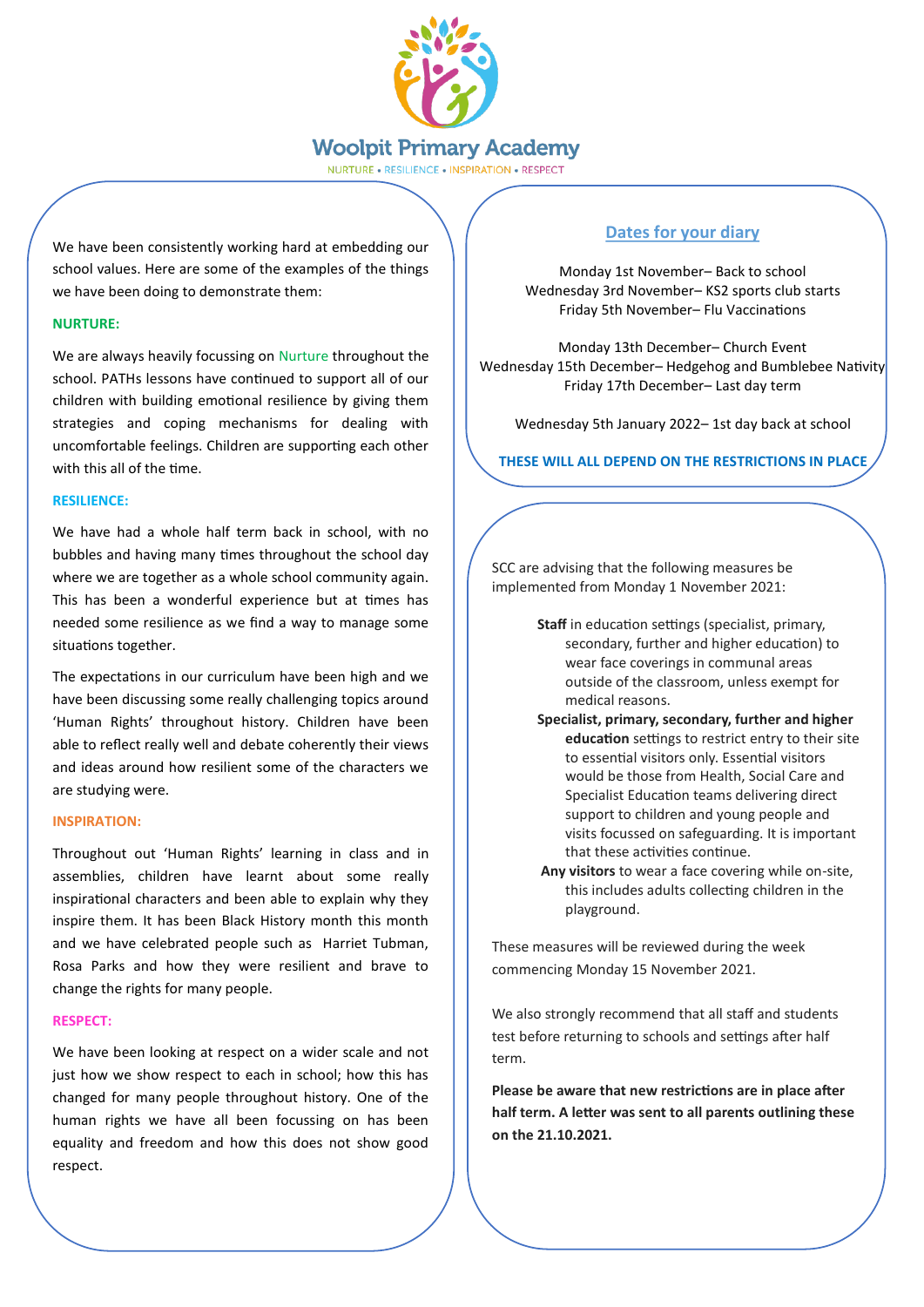# Woolpit Primary Academy

NURTURE • RESILIENCE • INSPIRATION • RESPECT

We have been consistently working hard at embedding our school values. Here are some of the examples of the things we have been doing to demonstrate them:

**NURTURE:**

We are always heavily focussing on Nurture throughout the school. PATHs lessons have continued to support all of our children with building emotional resilience by giving them strategies and coping mechanisms for dealing with uncomfortable feelings. Children are supporting each other with this all of the time.

**RESILIENCE:**

We have had a whole half term back in school, with no bubbles and having many times throughout the school day where we are together as a whole school community again. This has been a wonderful experience but at times has needed some resilience as we find a way to manage some situations together.

The expectations in our curriculum have been high and we have been discussing some really challenging topics around 'Human Rights' throughout history. Children have been able to reflect really well and debate coherently their views and ideas around how resilient some of the characters we are studying were.

**INSPIRATION:**

Throughout out 'Human Rights' learning in class and in assemblies, children have learnt about some really inspirational characters and been able to explain why they inspire them. It has been Black History month this month and we have celebrated people such as Harriet Tubman, Rosa Parks and how they were resilient and brave to change the rights for many people.

**RESPECT:**

We have been looking at respect on a wider scale and not just how we show respect to each in school; how this has changed for many people throughout history. One of the human rights we have all been focussing on has been equality and freedom and how this does not show good respect.

## Dates for your diary

Monday 1st November– Back to school
Wednesday 3rd November– KS2 sports club starts
Friday 5th November– Flu Vaccinations

Monday 13th December– Church Event
Wednesday 15th December– Hedgehog and Bumblebee Nativity
Friday 17th December– Last day term

Wednesday 5th January 2022– 1st day back at school

**THESE WILL ALL DEPEND ON THE RESTRICTIONS IN PLACE**

SCC are advising that the following measures be implemented from Monday 1 November 2021:

- **Staff** in education settings (specialist, primary, secondary, further and higher education) to wear face coverings in communal areas outside of the classroom, unless exempt for medical reasons.
- **Specialist, primary, secondary, further and higher education** settings to restrict entry to their site to essential visitors only. Essential visitors would be those from Health, Social Care and Specialist Education teams delivering direct support to children and young people and visits focussed on safeguarding. It is important that these activities continue.
- **Any visitors** to wear a face covering while on-site, this includes adults collecting children in the playground.

These measures will be reviewed during the week commencing Monday 15 November 2021.

We also strongly recommend that all staff and students test before returning to schools and settings after half term.

**Please be aware that new restrictions are in place after half term. A letter was sent to all parents outlining these on the 21.10.2021.**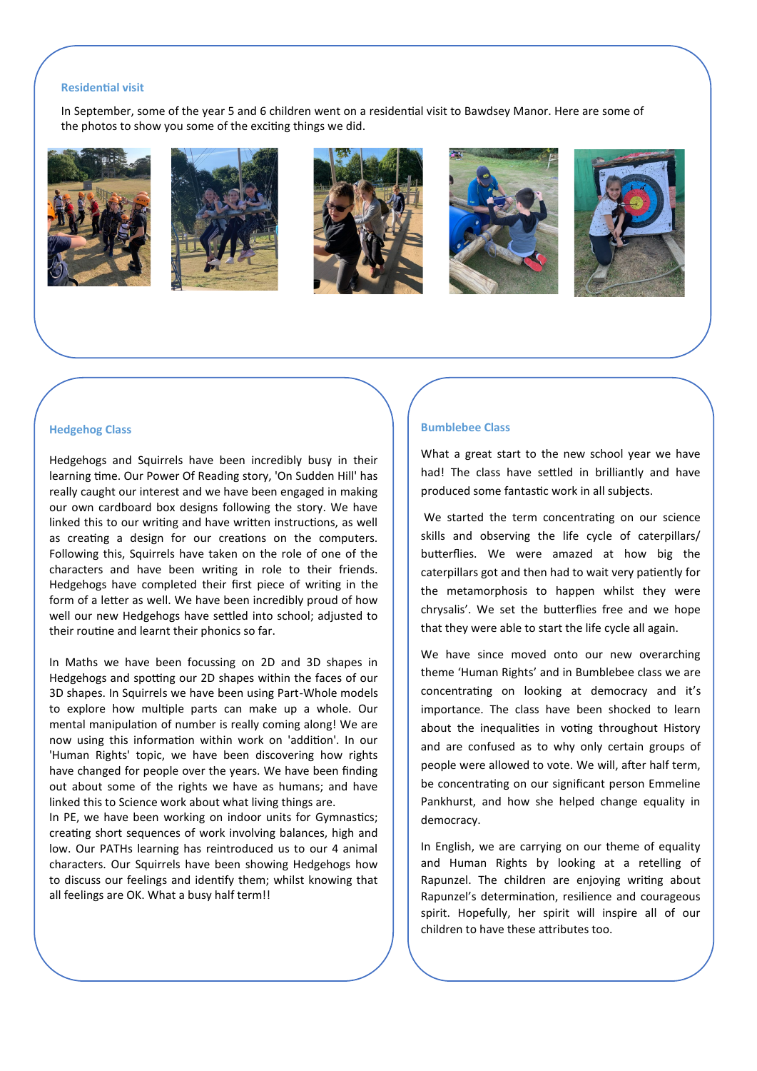## Residential visit

In September, some of the year 5 and 6 children went on a residential visit to Bawdsey Manor. Here are some of the photos to show you some of the exciting things we did.

## Hedgehog Class

Hedgehogs and Squirrels have been incredibly busy in their learning time. Our Power Of Reading story, 'On Sudden Hill' has really caught our interest and we have been engaged in making our own cardboard box designs following the story. We have linked this to our writing and have written instructions, as well as creating a design for our creations on the computers. Following this, Squirrels have taken on the role of one of the characters and have been writing in role to their friends. Hedgehogs have completed their first piece of writing in the form of a letter as well. We have been incredibly proud of how well our new Hedgehogs have settled into school; adjusted to their routine and learnt their phonics so far.

In Maths we have been focussing on 2D and 3D shapes in Hedgehogs and spotting our 2D shapes within the faces of our 3D shapes. In Squirrels we have been using Part-Whole models to explore how multiple parts can make up a whole. Our mental manipulation of number is really coming along! We are now using this information within work on 'addition'. In our 'Human Rights' topic, we have been discovering how rights have changed for people over the years. We have been finding out about some of the rights we have as humans; and have linked this to Science work about what living things are.
In PE, we have been working on indoor units for Gymnastics; creating short sequences of work involving balances, high and low. Our PATHs learning has reintroduced us to our 4 animal characters. Our Squirrels have been showing Hedgehogs how to discuss our feelings and identify them; whilst knowing that all feelings are OK. What a busy half term!!

## Bumblebee Class

What a great start to the new school year we have had! The class have settled in brilliantly and have produced some fantastic work in all subjects.

We started the term concentrating on our science skills and observing the life cycle of caterpillars/ butterflies. We were amazed at how big the caterpillars got and then had to wait very patiently for the metamorphosis to happen whilst they were chrysalis'. We set the butterflies free and we hope that they were able to start the life cycle all again.

We have since moved onto our new overarching theme 'Human Rights' and in Bumblebee class we are concentrating on looking at democracy and it's importance. The class have been shocked to learn about the inequalities in voting throughout History and are confused as to why only certain groups of people were allowed to vote. We will, after half term, be concentrating on our significant person Emmeline Pankhurst, and how she helped change equality in democracy.

In English, we are carrying on our theme of equality and Human Rights by looking at a retelling of Rapunzel. The children are enjoying writing about Rapunzel's determination, resilience and courageous spirit. Hopefully, her spirit will inspire all of our children to have these attributes too.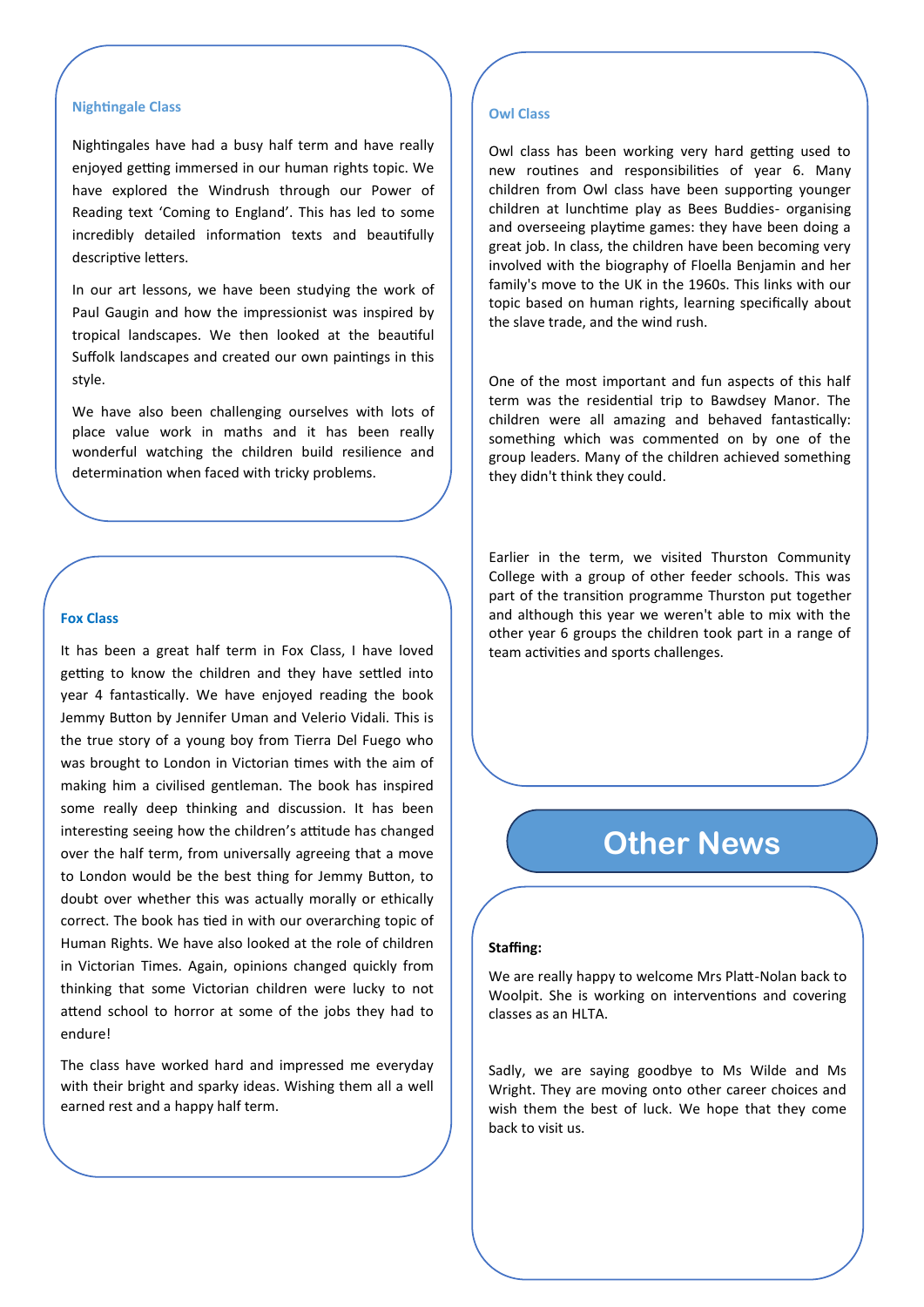## Nightingale Class

Nightingales have had a busy half term and have really enjoyed getting immersed in our human rights topic. We have explored the Windrush through our Power of Reading text 'Coming to England'. This has led to some incredibly detailed information texts and beautifully descriptive letters.

In our art lessons, we have been studying the work of Paul Gaugin and how the impressionist was inspired by tropical landscapes. We then looked at the beautiful Suffolk landscapes and created our own paintings in this style.

We have also been challenging ourselves with lots of place value work in maths and it has been really wonderful watching the children build resilience and determination when faced with tricky problems.

## Fox Class

It has been a great half term in Fox Class, I have loved getting to know the children and they have settled into year 4 fantastically. We have enjoyed reading the book Jemmy Button by Jennifer Uman and Velerio Vidali. This is the true story of a young boy from Tierra Del Fuego who was brought to London in Victorian times with the aim of making him a civilised gentleman. The book has inspired some really deep thinking and discussion. It has been interesting seeing how the children's attitude has changed over the half term, from universally agreeing that a move to London would be the best thing for Jemmy Button, to doubt over whether this was actually morally or ethically correct. The book has tied in with our overarching topic of Human Rights. We have also looked at the role of children in Victorian Times. Again, opinions changed quickly from thinking that some Victorian children were lucky to not attend school to horror at some of the jobs they had to endure!

The class have worked hard and impressed me everyday with their bright and sparky ideas. Wishing them all a well earned rest and a happy half term.

## Owl Class

Owl class has been working very hard getting used to new routines and responsibilities of year 6. Many children from Owl class have been supporting younger children at lunchtime play as Bees Buddies- organising and overseeing playtime games: they have been doing a great job. In class, the children have been becoming very involved with the biography of Floella Benjamin and her family's move to the UK in the 1960s. This links with our topic based on human rights, learning specifically about the slave trade, and the wind rush.

One of the most important and fun aspects of this half term was the residential trip to Bawdsey Manor. The children were all amazing and behaved fantastically: something which was commented on by one of the group leaders. Many of the children achieved something they didn't think they could.

Earlier in the term, we visited Thurston Community College with a group of other feeder schools. This was part of the transition programme Thurston put together and although this year we weren't able to mix with the other year 6 groups the children took part in a range of team activities and sports challenges.

# Other News

**Staffing:**

We are really happy to welcome Mrs Platt-Nolan back to Woolpit. She is working on interventions and covering classes as an HLTA.

Sadly, we are saying goodbye to Ms Wilde and Ms Wright. They are moving onto other career choices and wish them the best of luck. We hope that they come back to visit us.